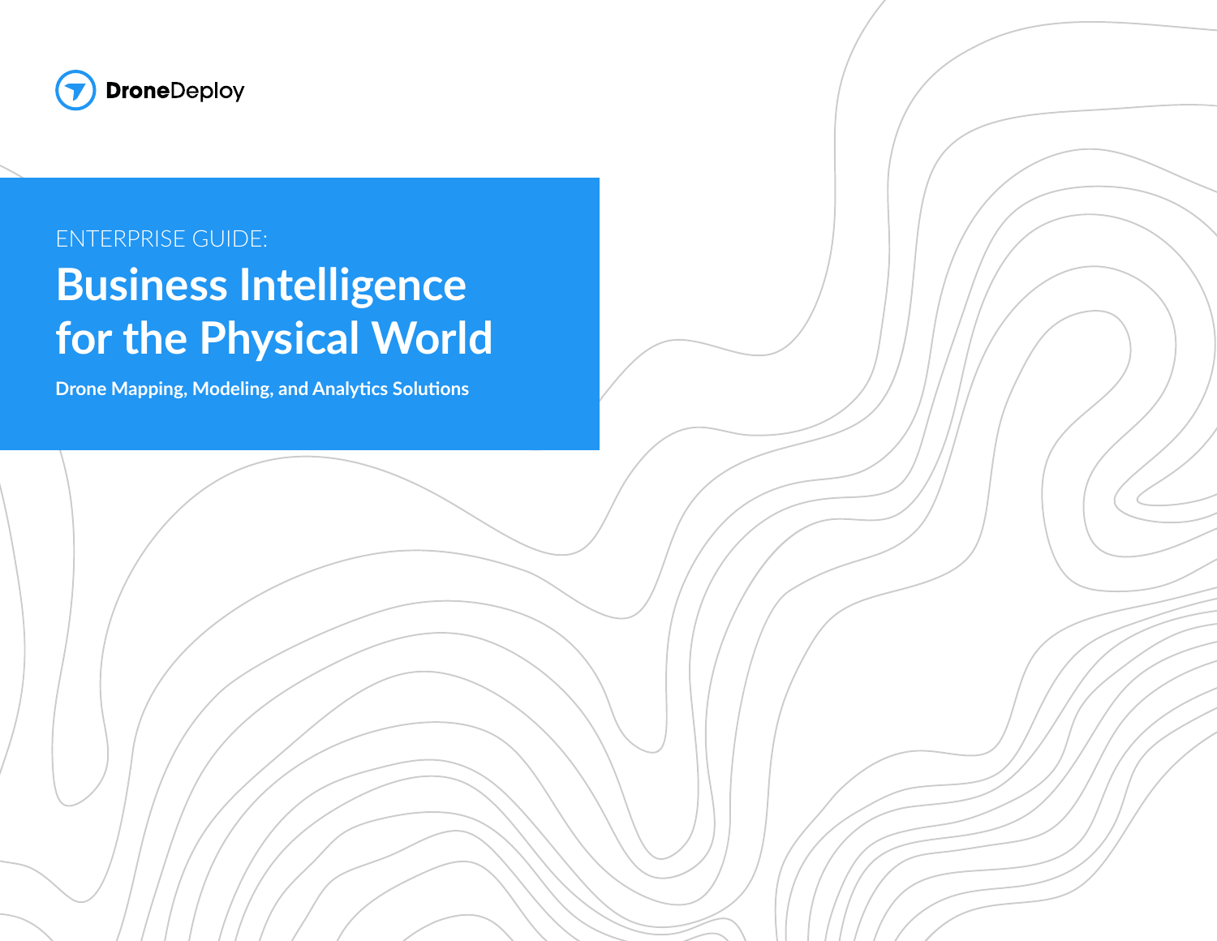DroneDeploy

ENTERPRISE GUIDE:

# Business Intelligence for the Physical World

**Drone Mapping, Modeling, and Analytics Solutions**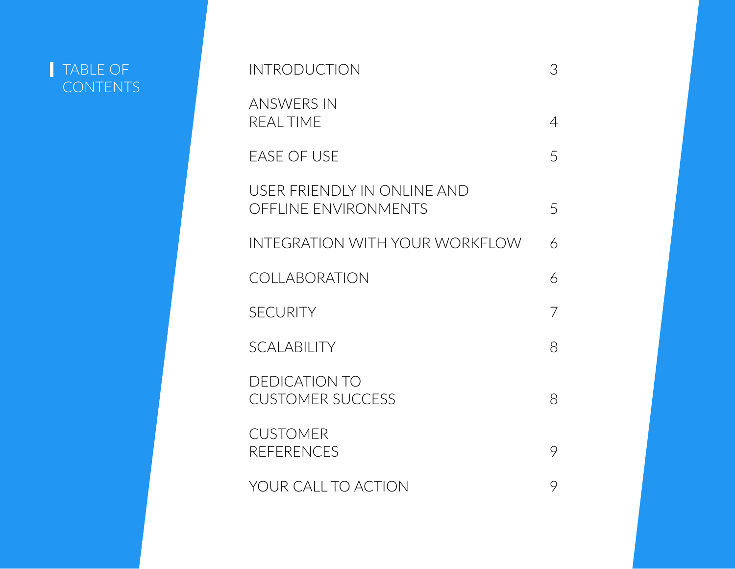# TABLE OF CONTENTS

| Section | Page |
| --- | --- |
| INTRODUCTION | 3 |
| ANSWERS IN REAL TIME | 4 |
| EASE OF USE | 5 |
| USER FRIENDLY IN ONLINE AND OFFLINE ENVIRONMENTS | 5 |
| INTEGRATION WITH YOUR WORKFLOW | 6 |
| COLLABORATION | 6 |
| SECURITY | 7 |
| SCALABILITY | 8 |
| DEDICATION TO CUSTOMER SUCCESS | 8 |
| CUSTOMER REFERENCES | 9 |
| YOUR CALL TO ACTION | 9 |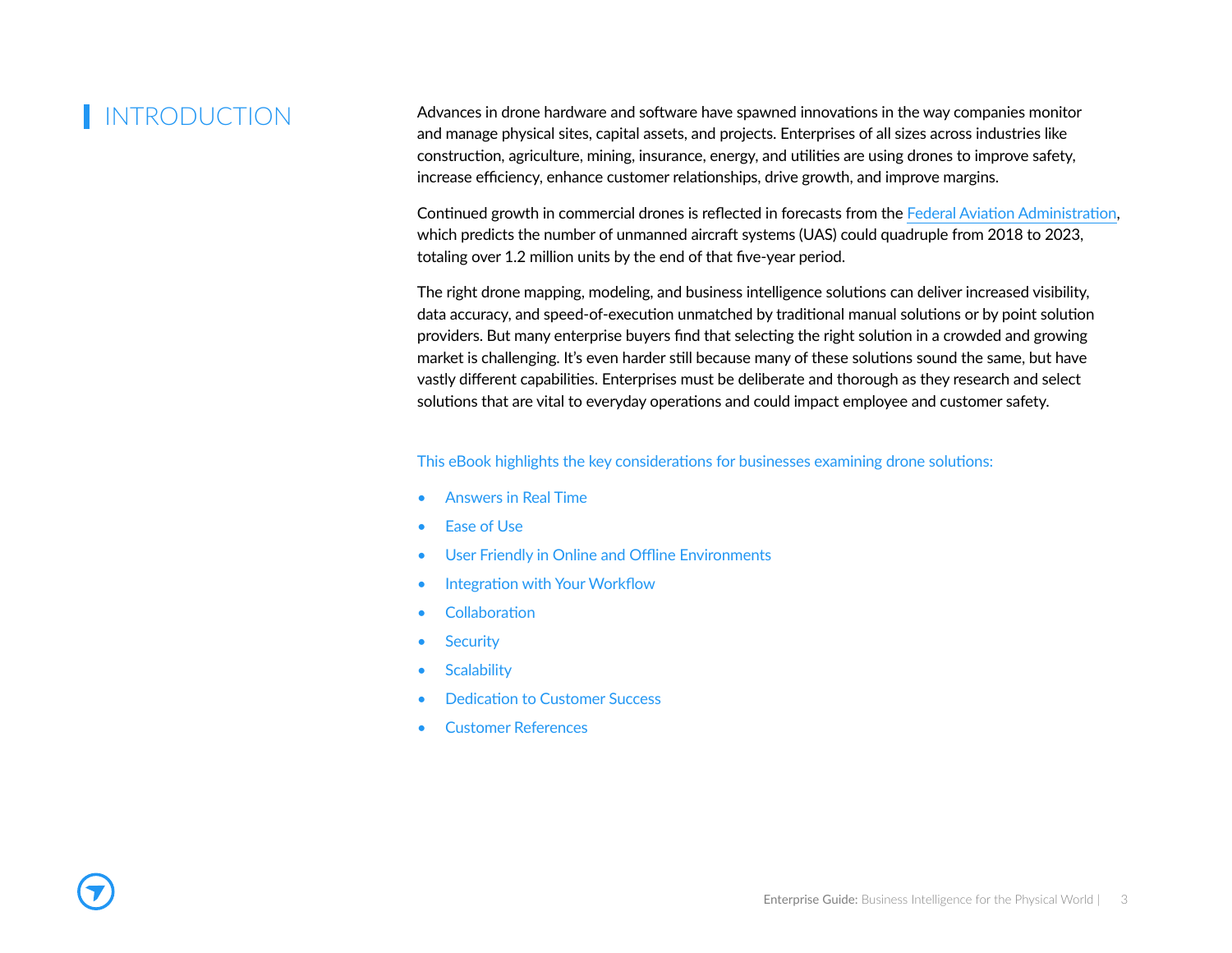# INTRODUCTION

Advances in drone hardware and software have spawned innovations in the way companies monitor and manage physical sites, capital assets, and projects. Enterprises of all sizes across industries like construction, agriculture, mining, insurance, energy, and utilities are using drones to improve safety, increase efficiency, enhance customer relationships, drive growth, and improve margins.

Continued growth in commercial drones is reflected in forecasts from the Federal Aviation Administration, which predicts the number of unmanned aircraft systems (UAS) could quadruple from 2018 to 2023, totaling over 1.2 million units by the end of that five-year period.

The right drone mapping, modeling, and business intelligence solutions can deliver increased visibility, data accuracy, and speed-of-execution unmatched by traditional manual solutions or by point solution providers. But many enterprise buyers find that selecting the right solution in a crowded and growing market is challenging. It's even harder still because many of these solutions sound the same, but have vastly different capabilities. Enterprises must be deliberate and thorough as they research and select solutions that are vital to everyday operations and could impact employee and customer safety.

This eBook highlights the key considerations for businesses examining drone solutions:

- Answers in Real Time
- Ease of Use
- User Friendly in Online and Offline Environments
- Integration with Your Workflow
- Collaboration
- Security
- Scalability
- Dedication to Customer Success
- Customer References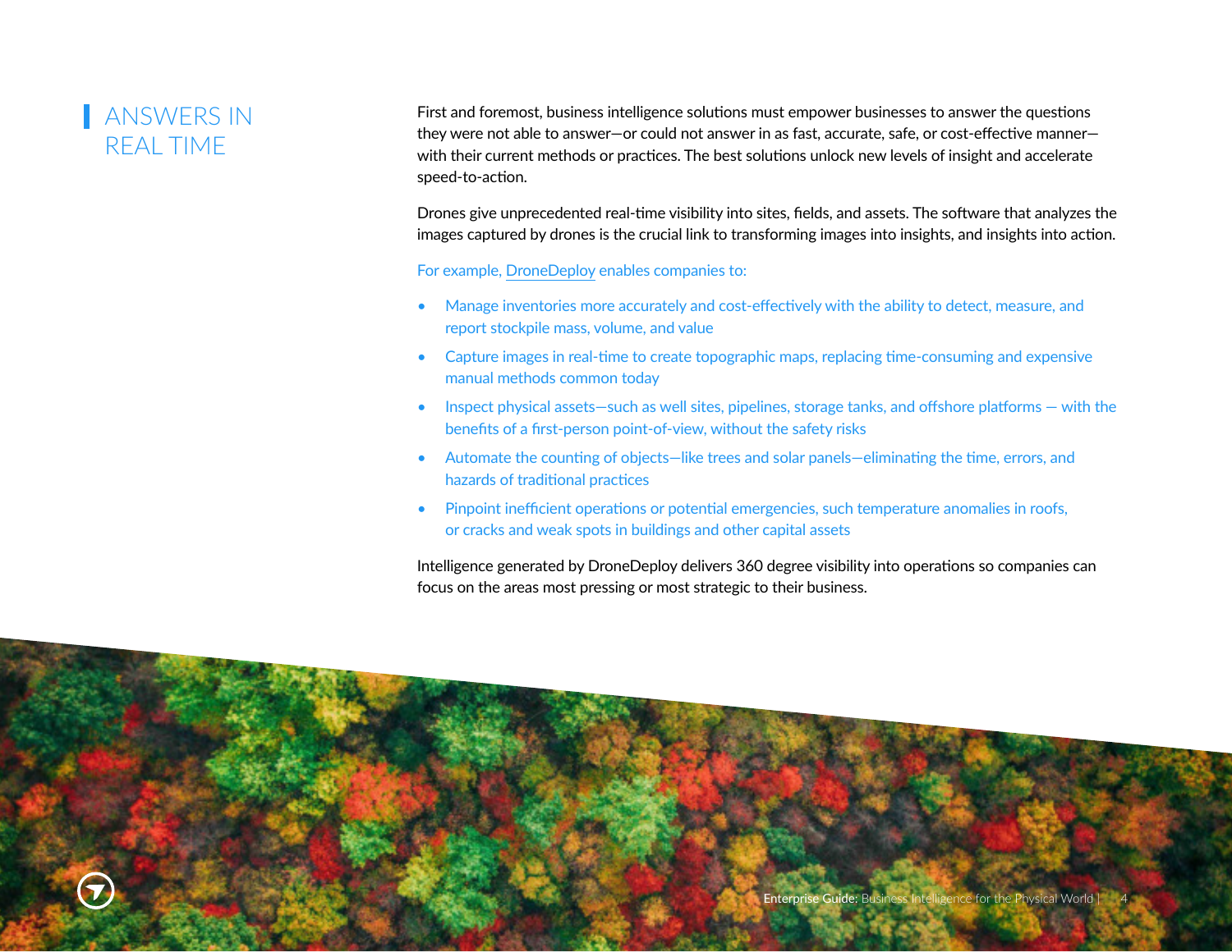## ANSWERS IN REAL TIME

First and foremost, business intelligence solutions must empower businesses to answer the questions they were not able to answer—or could not answer in as fast, accurate, safe, or cost-effective manner—with their current methods or practices. The best solutions unlock new levels of insight and accelerate speed-to-action.

Drones give unprecedented real-time visibility into sites, fields, and assets. The software that analyzes the images captured by drones is the crucial link to transforming images into insights, and insights into action.

For example, DroneDeploy enables companies to:

- Manage inventories more accurately and cost-effectively with the ability to detect, measure, and report stockpile mass, volume, and value
- Capture images in real-time to create topographic maps, replacing time-consuming and expensive manual methods common today
- Inspect physical assets—such as well sites, pipelines, storage tanks, and offshore platforms — with the benefits of a first-person point-of-view, without the safety risks
- Automate the counting of objects—like trees and solar panels—eliminating the time, errors, and hazards of traditional practices
- Pinpoint inefficient operations or potential emergencies, such temperature anomalies in roofs, or cracks and weak spots in buildings and other capital assets

Intelligence generated by DroneDeploy delivers 360 degree visibility into operations so companies can focus on the areas most pressing or most strategic to their business.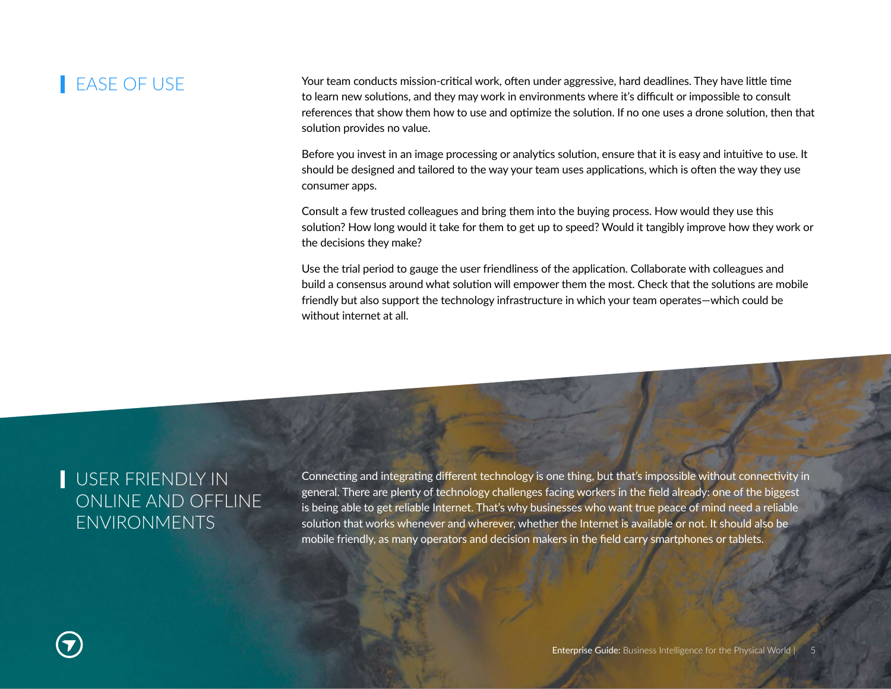## EASE OF USE

Your team conducts mission-critical work, often under aggressive, hard deadlines. They have little time to learn new solutions, and they may work in environments where it's difficult or impossible to consult references that show them how to use and optimize the solution. If no one uses a drone solution, then that solution provides no value.

Before you invest in an image processing or analytics solution, ensure that it is easy and intuitive to use. It should be designed and tailored to the way your team uses applications, which is often the way they use consumer apps.

Consult a few trusted colleagues and bring them into the buying process. How would they use this solution? How long would it take for them to get up to speed? Would it tangibly improve how they work or the decisions they make?

Use the trial period to gauge the user friendliness of the application. Collaborate with colleagues and build a consensus around what solution will empower them the most. Check that the solutions are mobile friendly but also support the technology infrastructure in which your team operates—which could be without internet at all.

## USER FRIENDLY IN ONLINE AND OFFLINE ENVIRONMENTS

Connecting and integrating different technology is one thing, but that's impossible without connectivity in general. There are plenty of technology challenges facing workers in the field already: one of the biggest is being able to get reliable Internet. That's why businesses who want true peace of mind need a reliable solution that works whenever and wherever, whether the Internet is available or not. It should also be mobile friendly, as many operators and decision makers in the field carry smartphones or tablets.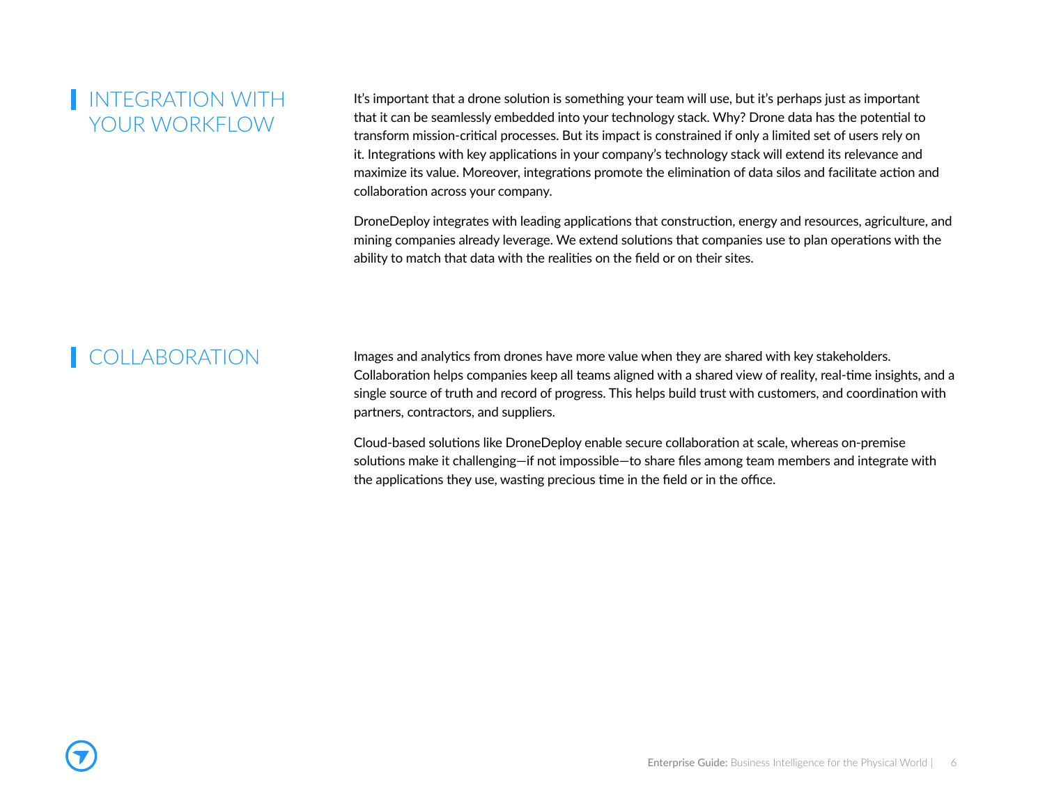## INTEGRATION WITH YOUR WORKFLOW

It's important that a drone solution is something your team will use, but it's perhaps just as important that it can be seamlessly embedded into your technology stack. Why? Drone data has the potential to transform mission-critical processes. But its impact is constrained if only a limited set of users rely on it. Integrations with key applications in your company's technology stack will extend its relevance and maximize its value. Moreover, integrations promote the elimination of data silos and facilitate action and collaboration across your company.

DroneDeploy integrates with leading applications that construction, energy and resources, agriculture, and mining companies already leverage. We extend solutions that companies use to plan operations with the ability to match that data with the realities on the field or on their sites.

## COLLABORATION

Images and analytics from drones have more value when they are shared with key stakeholders. Collaboration helps companies keep all teams aligned with a shared view of reality, real-time insights, and a single source of truth and record of progress. This helps build trust with customers, and coordination with partners, contractors, and suppliers.

Cloud-based solutions like DroneDeploy enable secure collaboration at scale, whereas on-premise solutions make it challenging—if not impossible—to share files among team members and integrate with the applications they use, wasting precious time in the field or in the office.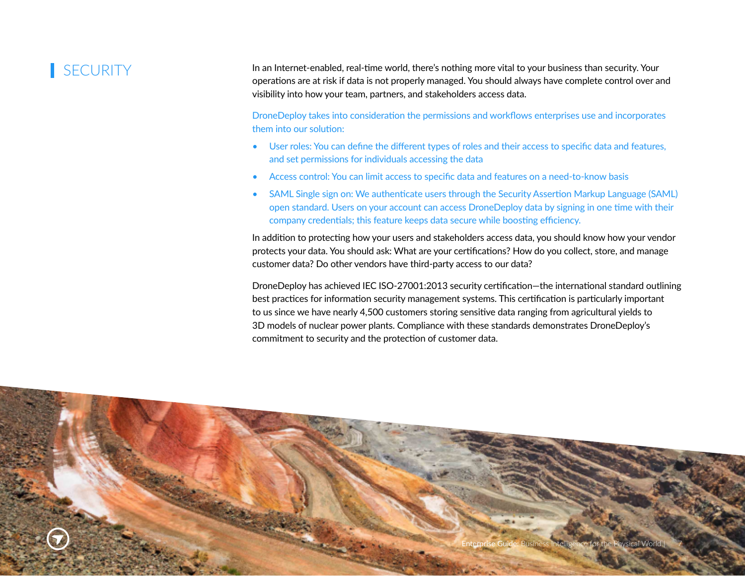## SECURITY

In an Internet-enabled, real-time world, there's nothing more vital to your business than security. Your operations are at risk if data is not properly managed. You should always have complete control over and visibility into how your team, partners, and stakeholders access data.

DroneDeploy takes into consideration the permissions and workflows enterprises use and incorporates them into our solution:

- User roles: You can define the different types of roles and their access to specific data and features, and set permissions for individuals accessing the data
- Access control: You can limit access to specific data and features on a need-to-know basis
- SAML Single sign on: We authenticate users through the Security Assertion Markup Language (SAML) open standard. Users on your account can access DroneDeploy data by signing in one time with their company credentials; this feature keeps data secure while boosting efficiency.

In addition to protecting how your users and stakeholders access data, you should know how your vendor protects your data. You should ask: What are your certifications? How do you collect, store, and manage customer data? Do other vendors have third-party access to our data?

DroneDeploy has achieved IEC ISO-27001:2013 security certification—the international standard outlining best practices for information security management systems. This certification is particularly important to us since we have nearly 4,500 customers storing sensitive data ranging from agricultural yields to 3D models of nuclear power plants. Compliance with these standards demonstrates DroneDeploy's commitment to security and the protection of customer data.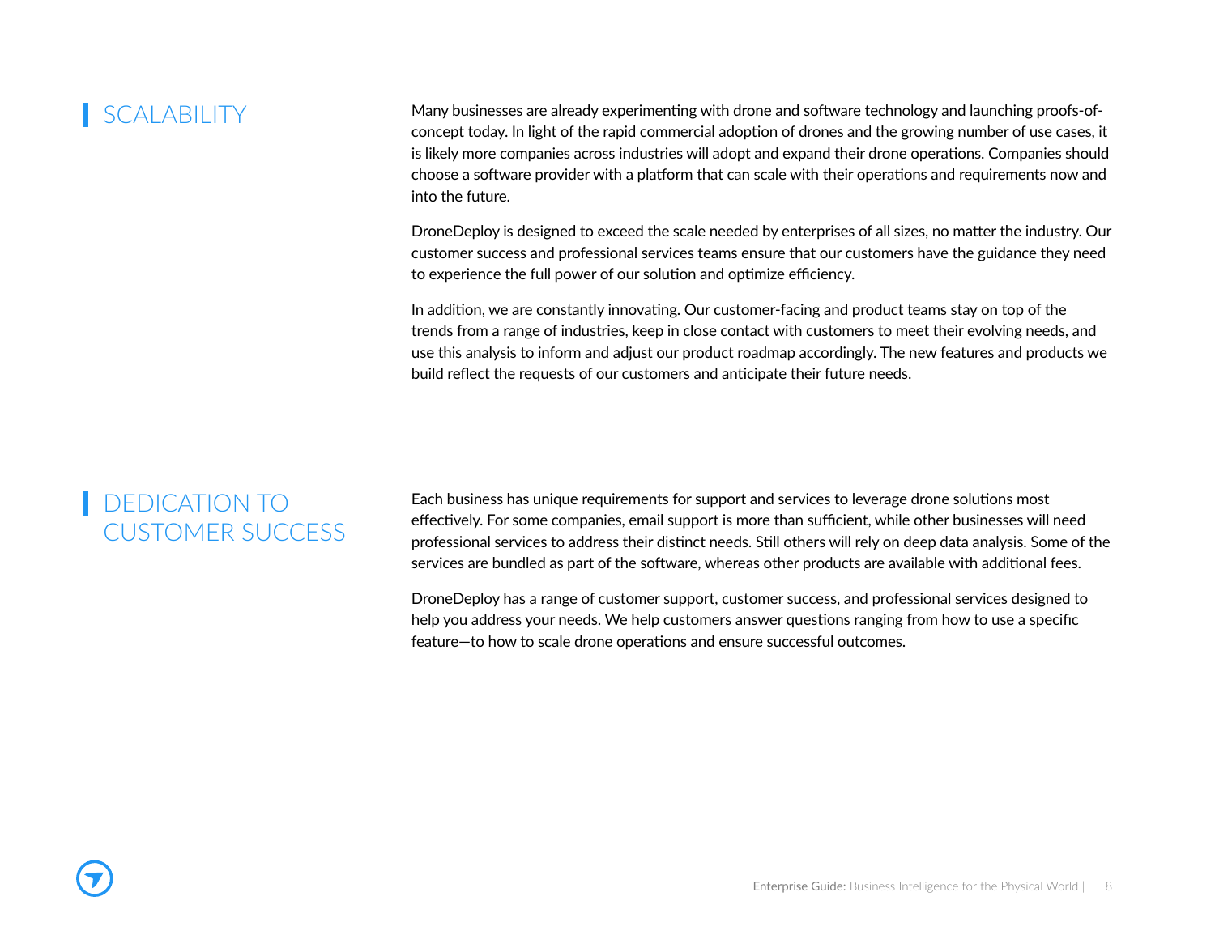## SCALABILITY

Many businesses are already experimenting with drone and software technology and launching proofs-of-concept today. In light of the rapid commercial adoption of drones and the growing number of use cases, it is likely more companies across industries will adopt and expand their drone operations. Companies should choose a software provider with a platform that can scale with their operations and requirements now and into the future.

DroneDeploy is designed to exceed the scale needed by enterprises of all sizes, no matter the industry. Our customer success and professional services teams ensure that our customers have the guidance they need to experience the full power of our solution and optimize efficiency.

In addition, we are constantly innovating. Our customer-facing and product teams stay on top of the trends from a range of industries, keep in close contact with customers to meet their evolving needs, and use this analysis to inform and adjust our product roadmap accordingly. The new features and products we build reflect the requests of our customers and anticipate their future needs.

## DEDICATION TO CUSTOMER SUCCESS

Each business has unique requirements for support and services to leverage drone solutions most effectively. For some companies, email support is more than sufficient, while other businesses will need professional services to address their distinct needs. Still others will rely on deep data analysis. Some of the services are bundled as part of the software, whereas other products are available with additional fees.

DroneDeploy has a range of customer support, customer success, and professional services designed to help you address your needs. We help customers answer questions ranging from how to use a specific feature—to how to scale drone operations and ensure successful outcomes.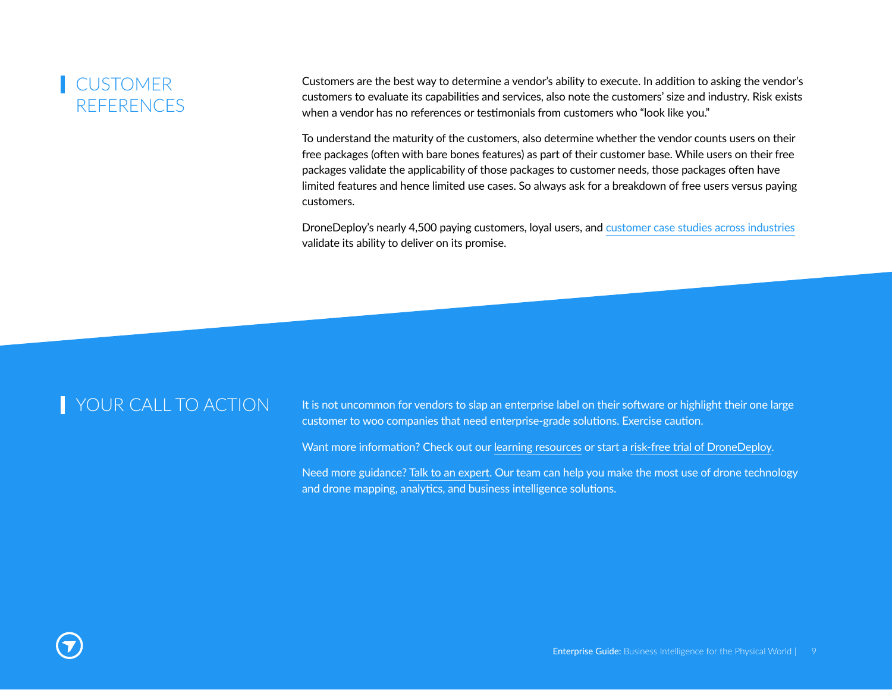## CUSTOMER REFERENCES

Customers are the best way to determine a vendor's ability to execute. In addition to asking the vendor's customers to evaluate its capabilities and services, also note the customers' size and industry. Risk exists when a vendor has no references or testimonials from customers who "look like you."

To understand the maturity of the customers, also determine whether the vendor counts users on their free packages (often with bare bones features) as part of their customer base. While users on their free packages validate the applicability of those packages to customer needs, those packages often have limited features and hence limited use cases. So always ask for a breakdown of free users versus paying customers.

DroneDeploy's nearly 4,500 paying customers, loyal users, and customer case studies across industries validate its ability to deliver on its promise.

## YOUR CALL TO ACTION

It is not uncommon for vendors to slap an enterprise label on their software or highlight their one large customer to woo companies that need enterprise-grade solutions. Exercise caution.

Want more information? Check out our learning resources or start a risk-free trial of DroneDeploy.

Need more guidance? Talk to an expert. Our team can help you make the most use of drone technology and drone mapping, analytics, and business intelligence solutions.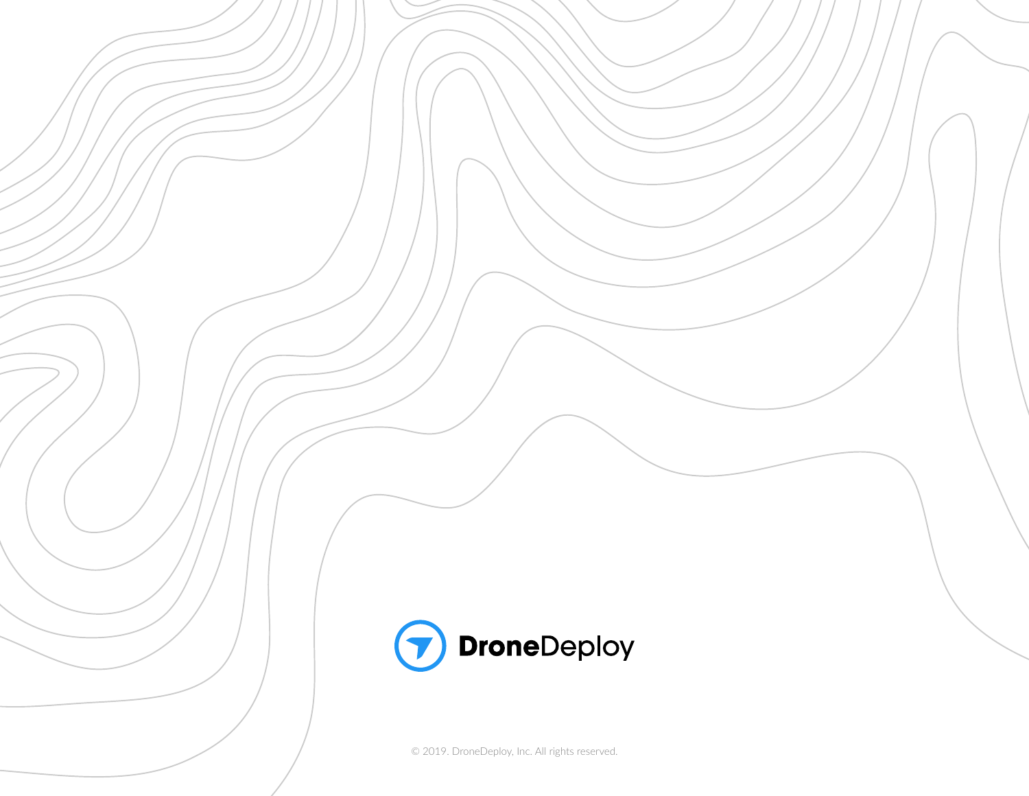DroneDeploy

© 2019. DroneDeploy, Inc. All rights reserved.